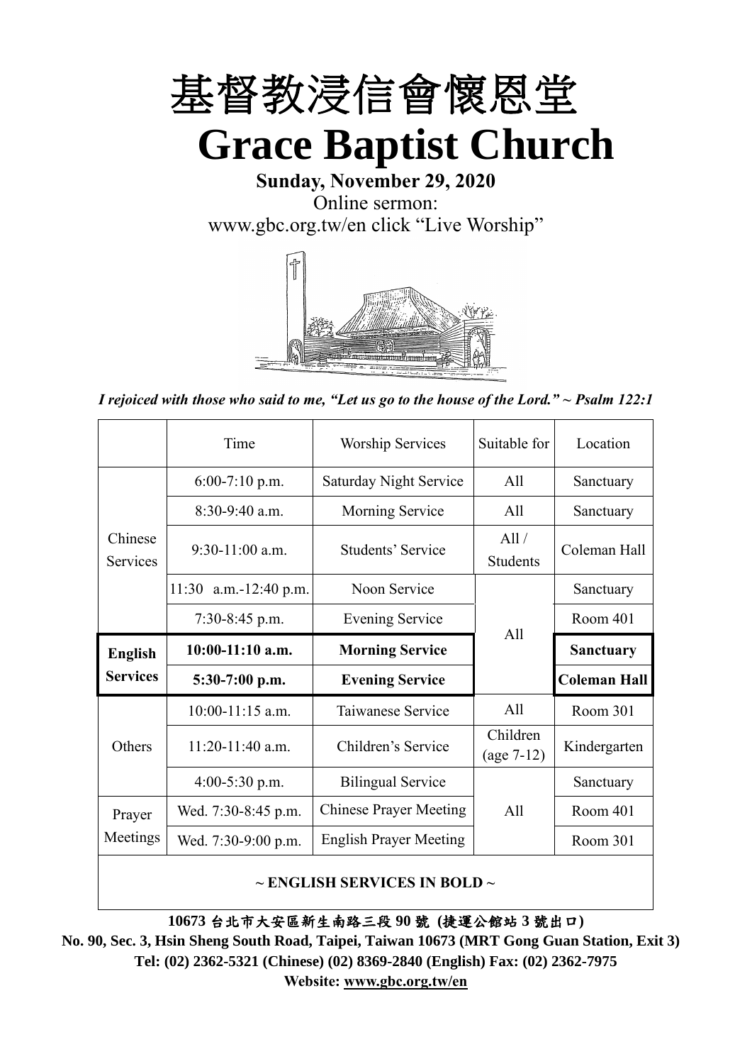# 基督教浸信會懷恩堂

# Grace Baptist Church

**Sunday, November 29, 2020**

Online sermon:

www.gbc.org.tw/en click "Live Worship"

*I rejoiced with those who said to me, "Let us go to the house of the Lord." ~ Psalm 122:1*

| | Time | Worship Services | Suitable for | Location |
|---|---|---|---|---|
| Chinese Services | 6:00-7:10 p.m. | Saturday Night Service | All | Sanctuary |
| | 8:30-9:40 a.m. | Morning Service | All | Sanctuary |
| | 9:30-11:00 a.m. | Students' Service | All / Students | Coleman Hall |
| | 11:30 a.m.-12:40 p.m. | Noon Service | All | Sanctuary |
| | 7:30-8:45 p.m. | Evening Service | | Room 401 |
| **English Services** | **10:00-11:10 a.m.** | **Morning Service** | | **Sanctuary** |
| | **5:30-7:00 p.m.** | **Evening Service** | | **Coleman Hall** |
| Others | 10:00-11:15 a.m. | Taiwanese Service | All | Room 301 |
| | 11:20-11:40 a.m. | Children's Service | Children (age 7-12) | Kindergarten |
| | 4:00-5:30 p.m. | Bilingual Service | All | Sanctuary |
| Prayer Meetings | Wed. 7:30-8:45 p.m. | Chinese Prayer Meeting | | Room 401 |
| | Wed. 7:30-9:00 p.m. | English Prayer Meeting | | Room 301 |

**~ ENGLISH SERVICES IN BOLD ~**

**10673 台北市大安區新生南路三段 90 號 (捷運公館站 3 號出口)**

**No. 90, Sec. 3, Hsin Sheng South Road, Taipei, Taiwan 10673 (MRT Gong Guan Station, Exit 3)**

**Tel: (02) 2362-5321 (Chinese) (02) 8369-2840 (English) Fax: (02) 2362-7975**

**Website: www.gbc.org.tw/en**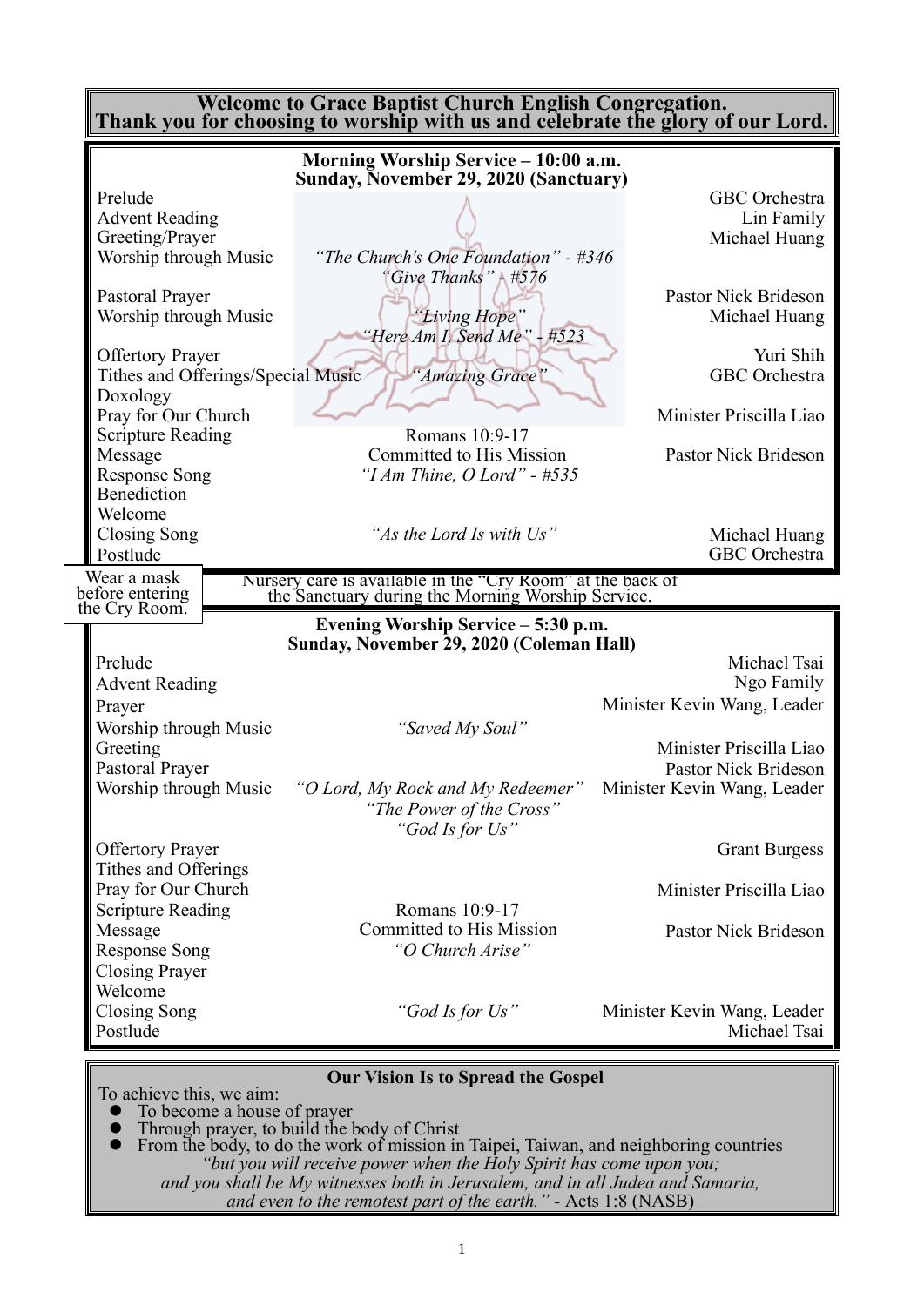**Welcome to Grace Baptist Church English Congregation.**
**Thank you for choosing to worship with us and celebrate the glory of our Lord.**

## Morning Worship Service – 10:00 a.m.
## Sunday, November 29, 2020 (Sanctuary)

| | | |
|---|---|---|
| Prelude | | GBC Orchestra |
| Advent Reading | | Lin Family |
| Greeting/Prayer | | Michael Huang |
| Worship through Music | *"The Church's One Foundation" - #346*<br>*"Give Thanks" - #576* | |
| Pastoral Prayer | | Pastor Nick Brideson |
| Worship through Music | *"Living Hope"*<br>*"Here Am I, Send Me" - #523* | Michael Huang |
| Offertory Prayer | | Yuri Shih |
| Tithes and Offerings/Special Music | *"Amazing Grace"* | GBC Orchestra |
| Doxology | | |
| Pray for Our Church | | Minister Priscilla Liao |
| Scripture Reading | Romans 10:9-17 | |
| Message | Committed to His Mission | Pastor Nick Brideson |
| Response Song | *"I Am Thine, O Lord" - #535* | |
| Benediction | | |
| Welcome | | |
| Closing Song | *"As the Lord Is with Us"* | Michael Huang |
| Postlude | | GBC Orchestra |

Wear a mask before entering the Cry Room.

Nursery care is available in the "Cry Room" at the back of the Sanctuary during the Morning Worship Service.

## Evening Worship Service – 5:30 p.m.
## Sunday, November 29, 2020 (Coleman Hall)

| | | |
|---|---|---|
| Prelude | | Michael Tsai |
| Advent Reading | | Ngo Family |
| Prayer | | Minister Kevin Wang, Leader |
| Worship through Music | *"Saved My Soul"* | |
| Greeting | | Minister Priscilla Liao |
| Pastoral Prayer | | Pastor Nick Brideson |
| Worship through Music | *"O Lord, My Rock and My Redeemer"*<br>*"The Power of the Cross"*<br>*"God Is for Us"* | Minister Kevin Wang, Leader |
| Offertory Prayer | | Grant Burgess |
| Tithes and Offerings | | |
| Pray for Our Church | | Minister Priscilla Liao |
| Scripture Reading | Romans 10:9-17 | |
| Message | Committed to His Mission | Pastor Nick Brideson |
| Response Song | *"O Church Arise"* | |
| Closing Prayer | | |
| Welcome | | |
| Closing Song | *"God Is for Us"* | Minister Kevin Wang, Leader |
| Postlude | | Michael Tsai |

## Our Vision Is to Spread the Gospel

To achieve this, we aim:

- To become a house of prayer
- Through prayer, to build the body of Christ
- From the body, to do the work of mission in Taipei, Taiwan, and neighboring countries

*"but you will receive power when the Holy Spirit has come upon you; and you shall be My witnesses both in Jerusalem, and in all Judea and Samaria, and even to the remotest part of the earth."* - Acts 1:8 (NASB)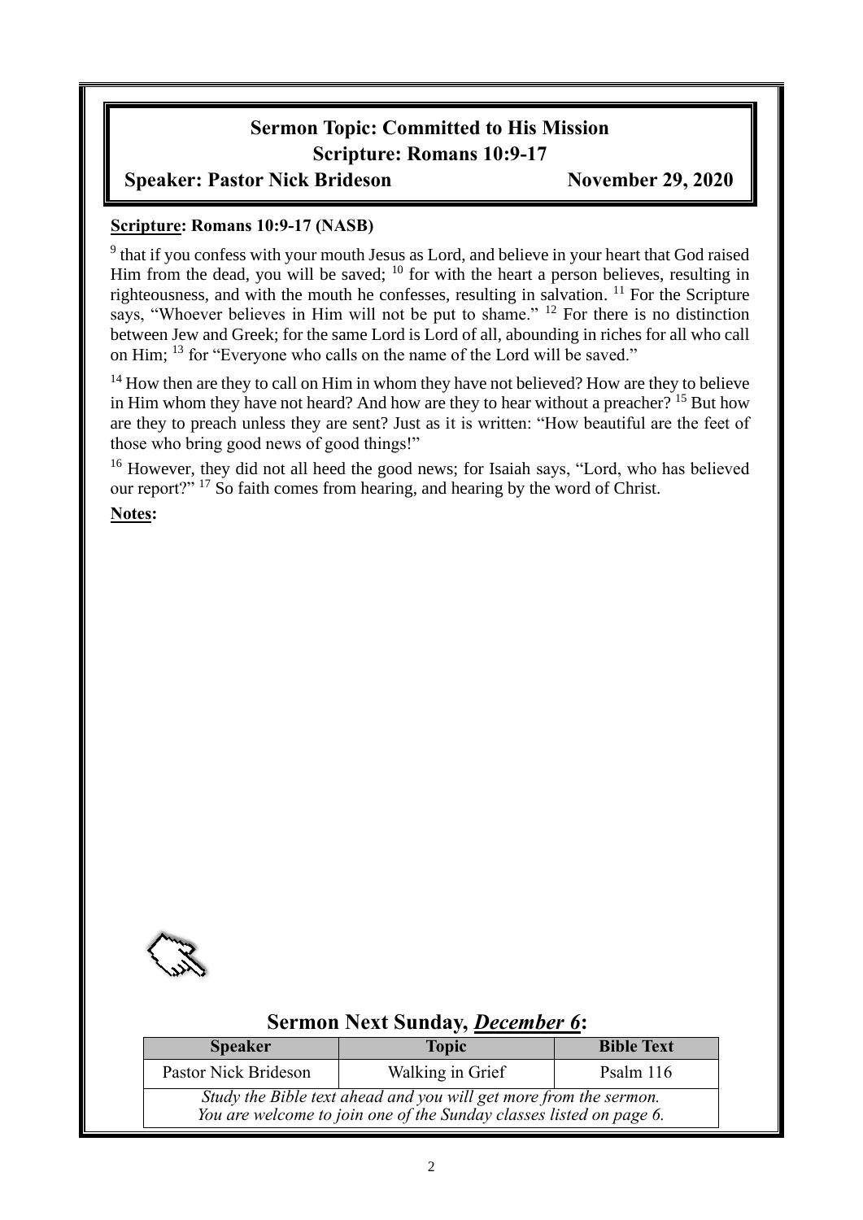## Sermon Topic: Committed to His Mission
## Scripture: Romans 10:9-17

**Speaker: Pastor Nick Brideson** **November 29, 2020**

**Scripture: Romans 10:9-17 (NASB)**

[9] that if you confess with your mouth Jesus as Lord, and believe in your heart that God raised Him from the dead, you will be saved; [10] for with the heart a person believes, resulting in righteousness, and with the mouth he confesses, resulting in salvation. [11] For the Scripture says, "Whoever believes in Him will not be put to shame." [12] For there is no distinction between Jew and Greek; for the same Lord is Lord of all, abounding in riches for all who call on Him; [13] for "Everyone who calls on the name of the Lord will be saved."

[14] How then are they to call on Him in whom they have not believed? How are they to believe in Him whom they have not heard? And how are they to hear without a preacher? [15] But how are they to preach unless they are sent? Just as it is written: "How beautiful are the feet of those who bring good news of good things!"

[16] However, they did not all heed the good news; for Isaiah says, "Lord, who has believed our report?" [17] So faith comes from hearing, and hearing by the word of Christ.

**Notes:**

## Sermon Next Sunday, ***December 6***:

| Speaker | Topic | Bible Text |
|---|---|---|
| Pastor Nick Brideson | Walking in Grief | Psalm 116 |
| *Study the Bible text ahead and you will get more from the sermon. You are welcome to join one of the Sunday classes listed on page 6.* | | |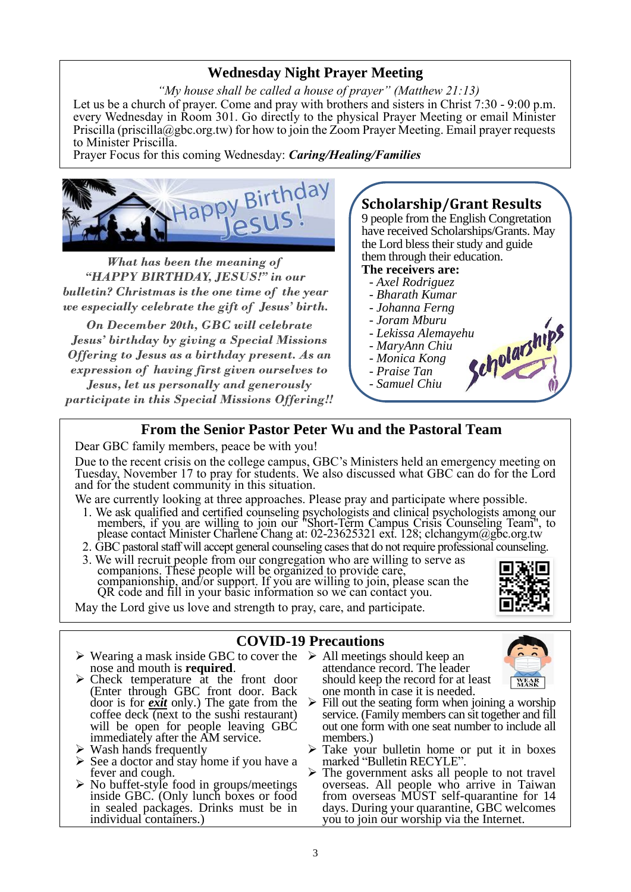## Wednesday Night Prayer Meeting

*"My house shall be called a house of prayer" (Matthew 21:13)*

Let us be a church of prayer. Come and pray with brothers and sisters in Christ 7:30 - 9:00 p.m. every Wednesday in Room 301. Go directly to the physical Prayer Meeting or email Minister Priscilla (priscilla@gbc.org.tw) for how to join the Zoom Prayer Meeting. Email prayer requests to Minister Priscilla.

Prayer Focus for this coming Wednesday: ***Caring/Healing/Families***

Happy Birthday Jesus!

***What has been the meaning of "HAPPY BIRTHDAY, JESUS!" in our bulletin? Christmas is the one time of the year we especially celebrate the gift of Jesus' birth.***

***On December 20th, GBC will celebrate Jesus' birthday by giving a Special Missions Offering to Jesus as a birthday present. As an expression of having first given ourselves to Jesus, let us personally and generously participate in this Special Missions Offering!!***

## Scholarship/Grant Results

9 people from the English Congregation have received Scholarships/Grants. May the Lord bless their study and guide them through their education.

**The receivers are:**

- *Axel Rodriguez*
- *Bharath Kumar*
- *Johanna Ferng*
- *Joram Mburu*
- *Lekissa Alemayehu*
- *MaryAnn Chiu*
- *Monica Kong*
- *Praise Tan*
- *Samuel Chiu*

## From the Senior Pastor Peter Wu and the Pastoral Team

Dear GBC family members, peace be with you!

Due to the recent crisis on the college campus, GBC's Ministers held an emergency meeting on Tuesday, November 17 to pray for students. We also discussed what GBC can do for the Lord and for the student community in this situation.

We are currently looking at three approaches. Please pray and participate where possible.

1. We ask qualified and certified counseling psychologists and clinical psychologists among our members, if you are willing to join our "Short-Term Campus Crisis Counseling Team", to please contact Minister Charlene Chang at: 02-23625321 ext. 128; clchangym@gbc.org.tw
2. GBC pastoral staff will accept general counseling cases that do not require professional counseling.
3. We will recruit people from our congregation who are willing to serve as companions. These people will be organized to provide care, companionship, and/or support. If you are willing to join, please scan the QR code and fill in your basic information so we can contact you.

May the Lord give us love and strength to pray, care, and participate.

## COVID-19 Precautions

- Wearing a mask inside GBC to cover the nose and mouth is **required**.
- Check temperature at the front door (Enter through GBC front door. Back door is for ***exit*** only.) The gate from the coffee deck (next to the sushi restaurant) will be open for people leaving GBC immediately after the AM service.
- Wash hands frequently
- See a doctor and stay home if you have a fever and cough.
- No buffet-style food in groups/meetings inside GBC. (Only lunch boxes or food in sealed packages. Drinks must be in individual containers.)
- All meetings should keep an attendance record. The leader should keep the record for at least one month in case it is needed.
- Fill out the seating form when joining a worship service. (Family members can sit together and fill out one form with one seat number to include all members.)
- Take your bulletin home or put it in boxes marked "Bulletin RECYLE".
- The government asks all people to not travel overseas. All people who arrive in Taiwan from overseas MUST self-quarantine for 14 days. During your quarantine, GBC welcomes you to join our worship via the Internet.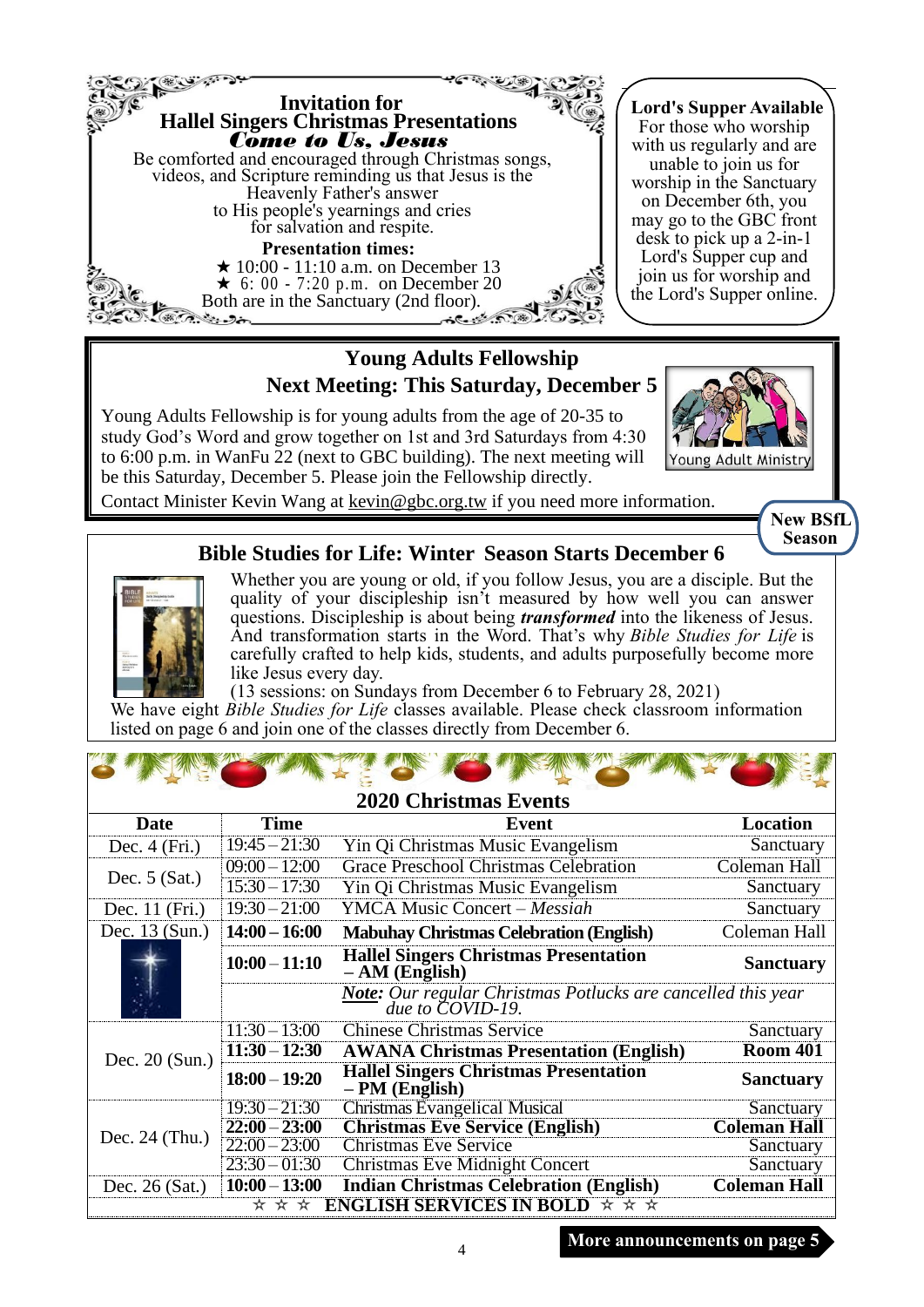## Invitation for Hallel Singers Christmas Presentations

### *Come to Us, Jesus*

Be comforted and encouraged through Christmas songs, videos, and Scripture reminding us that Jesus is the Heavenly Father's answer to His people's yearnings and cries for salvation and respite.

**Presentation times:**

★ 10:00 - 11:10 a.m. on December 13
★ 6:00 - 7:20 p.m. on December 20
Both are in the Sanctuary (2nd floor).

**Lord's Supper Available**

For those who worship with us regularly and are unable to join us for worship in the Sanctuary on December 6th, you may go to the GBC front desk to pick up a 2-in-1 Lord's Supper cup and join us for worship and the Lord's Supper online.

## Young Adults Fellowship

### Next Meeting: This Saturday, December 5

Young Adults Fellowship is for young adults from the age of 20-35 to study God's Word and grow together on 1st and 3rd Saturdays from 4:30 to 6:00 p.m. in WanFu 22 (next to GBC building). The next meeting will be this Saturday, December 5. Please join the Fellowship directly.

Young Adult Ministry

Contact Minister Kevin Wang at kevin@gbc.org.tw if you need more information.

**New BSfL Season**

## Bible Studies for Life: Winter Season Starts December 6

Whether you are young or old, if you follow Jesus, you are a disciple. But the quality of your discipleship isn't measured by how well you can answer questions. Discipleship is about being ***transformed*** into the likeness of Jesus. And transformation starts in the Word. That's why *Bible Studies for Life* is carefully crafted to help kids, students, and adults purposefully become more like Jesus every day.

(13 sessions: on Sundays from December 6 to February 28, 2021)

We have eight *Bible Studies for Life* classes available. Please check classroom information listed on page 6 and join one of the classes directly from December 6.

## 2020 Christmas Events

| Date | Time | Event | Location |
|---|---|---|---|
| Dec. 4 (Fri.) | 19:45 – 21:30 | Yin Qi Christmas Music Evangelism | Sanctuary |
| Dec. 5 (Sat.) | 09:00 – 12:00 | Grace Preschool Christmas Celebration | Coleman Hall |
| | 15:30 – 17:30 | Yin Qi Christmas Music Evangelism | Sanctuary |
| Dec. 11 (Fri.) | 19:30 – 21:00 | YMCA Music Concert – *Messiah* | Sanctuary |
| Dec. 13 (Sun.) | **14:00 – 16:00** | **Mabuhay Christmas Celebration (English)** | Coleman Hall |
| | **10:00 – 11:10** | **Hallel Singers Christmas Presentation – AM (English)** | **Sanctuary** |
| | | ***Note:*** *Our regular Christmas Potlucks are cancelled this year due to COVID-19.* | |
| Dec. 20 (Sun.) | 11:30 – 13:00 | Chinese Christmas Service | Sanctuary |
| | **11:30 – 12:30** | **AWANA Christmas Presentation (English)** | **Room 401** |
| | **18:00 – 19:20** | **Hallel Singers Christmas Presentation – PM (English)** | **Sanctuary** |
| Dec. 24 (Thu.) | 19:30 – 21:30 | Christmas Evangelical Musical | Sanctuary |
| | **22:00 – 23:00** | **Christmas Eve Service (English)** | **Coleman Hall** |
| | 22:00 – 23:00 | Christmas Eve Service | Sanctuary |
| | 23:30 – 01:30 | Christmas Eve Midnight Concert | Sanctuary |
| Dec. 26 (Sat.) | **10:00 – 13:00** | **Indian Christmas Celebration (English)** | **Coleman Hall** |

☆ ☆ ☆ **ENGLISH SERVICES IN BOLD** ☆ ☆ ☆

**More announcements on page 5**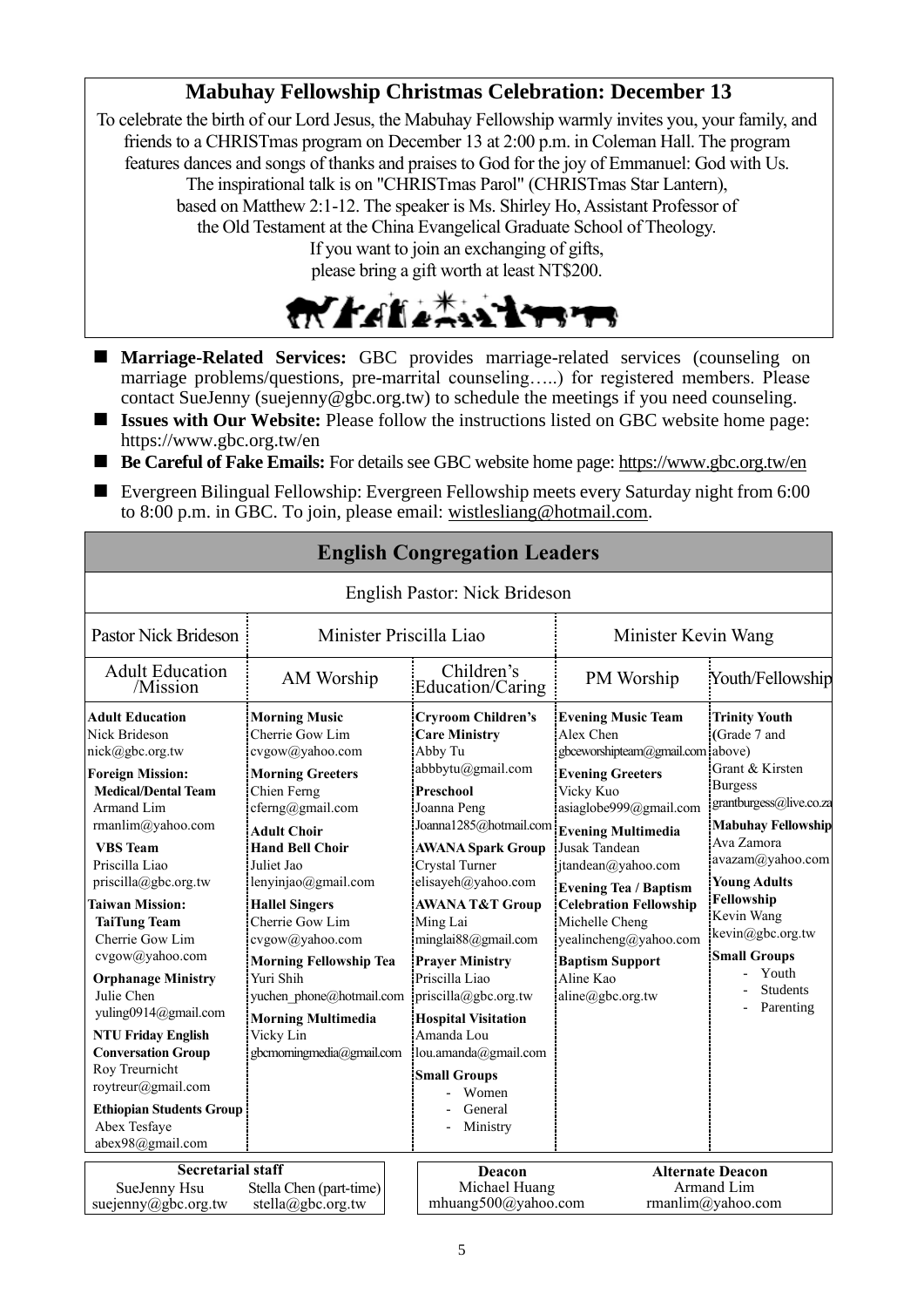## Mabuhay Fellowship Christmas Celebration: December 13

To celebrate the birth of our Lord Jesus, the Mabuhay Fellowship warmly invites you, your family, and friends to a CHRISTmas program on December 13 at 2:00 p.m. in Coleman Hall. The program features dances and songs of thanks and praises to God for the joy of Emmanuel: God with Us. The inspirational talk is on "CHRISTmas Parol" (CHRISTmas Star Lantern), based on Matthew 2:1-12. The speaker is Ms. Shirley Ho, Assistant Professor of the Old Testament at the China Evangelical Graduate School of Theology. If you want to join an exchanging of gifts, please bring a gift worth at least NT$200.

- **Marriage-Related Services:** GBC provides marriage-related services (counseling on marriage problems/questions, pre-marrital counseling…..) for registered members. Please contact SueJenny (suejenny@gbc.org.tw) to schedule the meetings if you need counseling.
- **Issues with Our Website:** Please follow the instructions listed on GBC website home page: https://www.gbc.org.tw/en
- **Be Careful of Fake Emails:** For details see GBC website home page: https://www.gbc.org.tw/en
- Evergreen Bilingual Fellowship: Evergreen Fellowship meets every Saturday night from 6:00 to 8:00 p.m. in GBC. To join, please email: wistlesliang@hotmail.com.

## English Congregation Leaders

English Pastor: Nick Brideson

| Pastor Nick Brideson | Minister Priscilla Liao | | Minister Kevin Wang | |
|---|---|---|---|---|
| Adult Education /Mission | AM Worship | Children's Education/Caring | PM Worship | Youth/Fellowship |
| **Adult Education**<br>Nick Brideson<br>nick@gbc.org.tw<br>**Foreign Mission:**<br>**Medical/Dental Team**<br>Armand Lim<br>rmanlim@yahoo.com<br>**VBS Team**<br>Priscilla Liao<br>priscilla@gbc.org.tw<br>**Taiwan Mission:**<br>**TaiTung Team**<br>Cherrie Gow Lim<br>cvgow@yahoo.com<br>**Orphanage Ministry**<br>Julie Chen<br>yuling0914@gmail.com<br>**NTU Friday English Conversation Group**<br>Roy Treurnicht<br>roytreur@gmail.com<br>**Ethiopian Students Group**<br>Abex Tesfaye<br>abex98@gmail.com | **Morning Music**<br>Cherrie Gow Lim<br>cvgow@yahoo.com<br>**Morning Greeters**<br>Chien Ferng<br>cferng@gmail.com<br>**Adult Choir**<br>**Hand Bell Choir**<br>Juliet Jao<br>lenyinjao@gmail.com<br>**Hallel Singers**<br>Cherrie Gow Lim<br>cvgow@yahoo.com<br>**Morning Fellowship Tea**<br>Yuri Shih<br>yuchen_phone@hotmail.com<br>**Morning Multimedia**<br>Vicky Lin<br>gbcmorningmedia@gmail.com | **Cryroom Children's Care Ministry**<br>Abby Tu<br>abbbytu@gmail.com<br>**Preschool**<br>Joanna Peng<br>Joanna1285@hotmail.com<br>**AWANA Spark Group**<br>Crystal Turner<br>elisayeh@yahoo.com<br>**AWANA T&T Group**<br>Ming Lai<br>minglai88@gmail.com<br>**Prayer Ministry**<br>Priscilla Liao<br>priscilla@gbc.org.tw<br>**Hospital Visitation**<br>Amanda Lou<br>lou.amanda@gmail.com<br>**Small Groups**<br>- Women<br>- General<br>- Ministry | **Evening Music Team**<br>Alex Chen<br>gbceworshipteam@gmail.com<br>**Evening Greeters**<br>Vicky Kuo<br>asiaglobe999@gmail.com<br>**Evening Multimedia**<br>Jusak Tandean<br>jtandean@yahoo.com<br>**Evening Tea / Baptism Celebration Fellowship**<br>Michelle Cheng<br>yealincheng@yahoo.com<br>**Baptism Support**<br>Aline Kao<br>aline@gbc.org.tw | **Trinity Youth** (Grade 7 and above)<br>Grant & Kirsten Burgess<br>grantburgess@live.co.za<br>**Mabuhay Fellowship**<br>Ava Zamora<br>avazam@yahoo.com<br>**Young Adults Fellowship**<br>Kevin Wang<br>kevin@gbc.org.tw<br>**Small Groups**<br>- Youth<br>- Students<br>- Parenting |

| Secretarial staff | |
|---|---|
| SueJenny Hsu<br>suejenny@gbc.org.tw | Stella Chen (part-time)<br>stella@gbc.org.tw |

| Deacon | Alternate Deacon |
|---|---|
| Michael Huang<br>mhuang500@yahoo.com | Armand Lim<br>rmanlim@yahoo.com |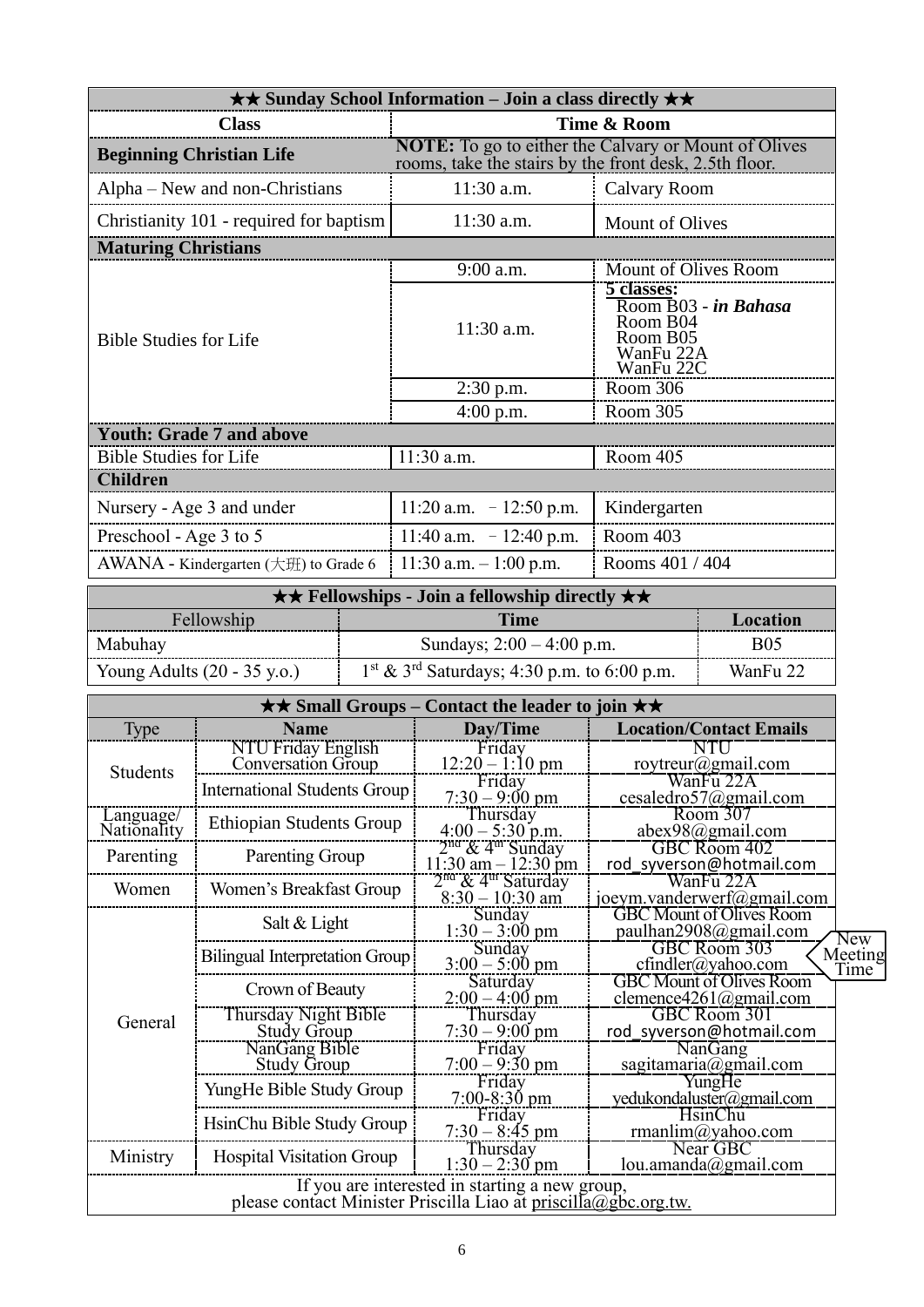| ★★ Sunday School Information – Join a class directly ★★ | | |
|---|---|---|
| **Class** | **Time & Room** | |
| **Beginning Christian Life** | **NOTE:** To go to either the Calvary or Mount of Olives rooms, take the stairs by the front desk, 2.5th floor. | |
| Alpha – New and non-Christians | 11:30 a.m. | Calvary Room |
| Christianity 101 - required for baptism | 11:30 a.m. | Mount of Olives |
| **Maturing Christians** | | |
| Bible Studies for Life | 9:00 a.m. | Mount of Olives Room |
| | 11:30 a.m. | **5 classes:** Room B03 - ***in Bahasa*** Room B04 Room B05 WanFu 22A WanFu 22C |
| | 2:30 p.m. | Room 306 |
| | 4:00 p.m. | Room 305 |
| **Youth: Grade 7 and above** | | |
| Bible Studies for Life | 11:30 a.m. | Room 405 |
| **Children** | | |
| Nursery - Age 3 and under | 11:20 a.m. – 12:50 p.m. | Kindergarten |
| Preschool - Age 3 to 5 | 11:40 a.m. – 12:40 p.m. | Room 403 |
| AWANA - Kindergarten (大班) to Grade 6 | 11:30 a.m. – 1:00 p.m. | Rooms 401 / 404 |

| ★★ Fellowships - Join a fellowship directly ★★ | | |
|---|---|---|
| Fellowship | **Time** | **Location** |
| Mabuhay | Sundays; 2:00 – 4:00 p.m. | B05 |
| Young Adults (20 - 35 y.o.) | 1st & 3rd Saturdays; 4:30 p.m. to 6:00 p.m. | WanFu 22 |

| ★★ Small Groups – Contact the leader to join ★★ | | | |
|---|---|---|---|
| Type | **Name** | **Day/Time** | **Location/Contact Emails** |
| Students | NTU Friday English Conversation Group | Friday 12:20 – 1:10 pm | NTU roytreur@gmail.com |
| | International Students Group | Friday 7:30 – 9:00 pm | WanFu 22A cesaledro57@gmail.com |
| Language/ Nationality | Ethiopian Students Group | Thursday 4:00 – 5:30 p.m. | Room 307 abex98@gmail.com |
| Parenting | Parenting Group | 2nd & 4th Sunday 11:30 am – 12:30 pm | GBC Room 402 rod_syverson@hotmail.com |
| Women | Women's Breakfast Group | 2nd & 4th Saturday 8:30 – 10:30 am | WanFu 22A joeym.vanderwerf@gmail.com |
| General | Salt & Light | Sunday 1:30 – 3:00 pm | GBC Mount of Olives Room paulhan2908@gmail.com |
| | Bilingual Interpretation Group | Sunday 3:00 – 5:00 pm (New Meeting Time) | GBC Room 303 cfindler@yahoo.com |
| | Crown of Beauty | Saturday 2:00 – 4:00 pm | GBC Mount of Olives Room clemence4261@gmail.com |
| | Thursday Night Bible Study Group | Thursday 7:30 – 9:00 pm | GBC Room 301 rod_syverson@hotmail.com |
| | NanGang Bible Study Group | Friday 7:00 – 9:30 pm | NanGang sagitamaria@gmail.com |
| | YungHe Bible Study Group | Friday 7:00-8:30 pm | YungHe yedukondaluster@gmail.com |
| | HsinChu Bible Study Group | Friday 7:30 – 8:45 pm | HsinChu rmanlim@yahoo.com |
| Ministry | Hospital Visitation Group | Thursday 1:30 – 2:30 pm | Near GBC lou.amanda@gmail.com |

If you are interested in starting a new group, please contact Minister Priscilla Liao at priscilla@gbc.org.tw.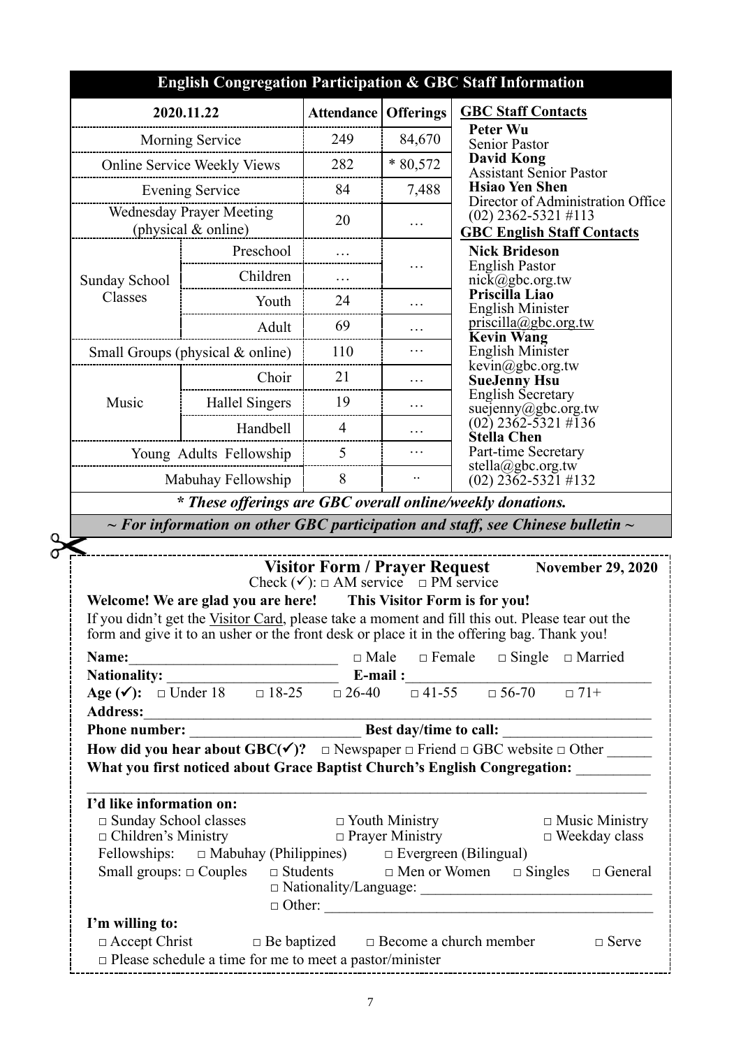## English Congregation Participation & GBC Staff Information

| 2020.11.22 | | Attendance | Offerings |
|---|---|---|---|
| Morning Service | | 249 | 84,670 |
| Online Service Weekly Views | | 282 | * 80,572 |
| Evening Service | | 84 | 7,488 |
| Wednesday Prayer Meeting (physical & online) | | 20 | … |
| Sunday School Classes | Preschool | … | … |
| | Children | … | |
| | Youth | 24 | … |
| | Adult | 69 | … |
| Small Groups (physical & online) | | 110 | … |
| Music | Choir | 21 | … |
| | Hallel Singers | 19 | … |
| | Handbell | 4 | … |
| Young Adults Fellowship | | 5 | … |
| Mabuhay Fellowship | | 8 | .. |

**GBC Staff Contacts**

**Peter Wu**
Senior Pastor
**David Kong**
Assistant Senior Pastor
**Hsiao Yen Shen**
Director of Administration Office
(02) 2362-5321 #113

**GBC English Staff Contacts**

**Nick Brideson**
English Pastor
nick@gbc.org.tw
**Priscilla Liao**
English Minister
priscilla@gbc.org.tw
**Kevin Wang**
English Minister
kevin@gbc.org.tw
**SueJenny Hsu**
English Secretary
suejenny@gbc.org.tw
(02) 2362-5321 #136
**Stella Chen**
Part-time Secretary
stella@gbc.org.tw
(02) 2362-5321 #132

***\* These offerings are GBC overall online/weekly donations.***

***~ For information on other GBC participation and staff, see Chinese bulletin ~***

---

## Visitor Form / Prayer Request — November 29, 2020

Check (✓): □ AM service □ PM service

**Welcome! We are glad you are here! This Visitor Form is for you!**

If you didn't get the Visitor Card, please take a moment and fill this out. Please tear out the form and give it to an usher or the front desk or place it in the offering bag. Thank you!

**Name:**_____________________________ □ Male □ Female □ Single □ Married

**Nationality:** _______________________ **E-mail :**________________________________

**Age (✓):** □ Under 18 □ 18-25 □ 26-40 □ 41-55 □ 56-70 □ 71+

**Address:**_____________________________________________________________

**Phone number:** _______________________ **Best day/time to call:** ___________________

**How did you hear about GBC(✓)?** □ Newspaper □ Friend □ GBC website □ Other ______

**What you first noticed about Grace Baptist Church's English Congregation:** __________

_____________________________________________________________________________

**I'd like information on:**

□ Sunday School classes □ Youth Ministry □ Music Ministry
□ Children's Ministry □ Prayer Ministry □ Weekday class
Fellowships: □ Mabuhay (Philippines) □ Evergreen (Bilingual)
Small groups: □ Couples □ Students □ Men or Women □ Singles □ General
□ Nationality/Language: ______________________________
□ Other: ____________________________________________

**I'm willing to:**

□ Accept Christ □ Be baptized □ Become a church member □ Serve
□ Please schedule a time for me to meet a pastor/minister